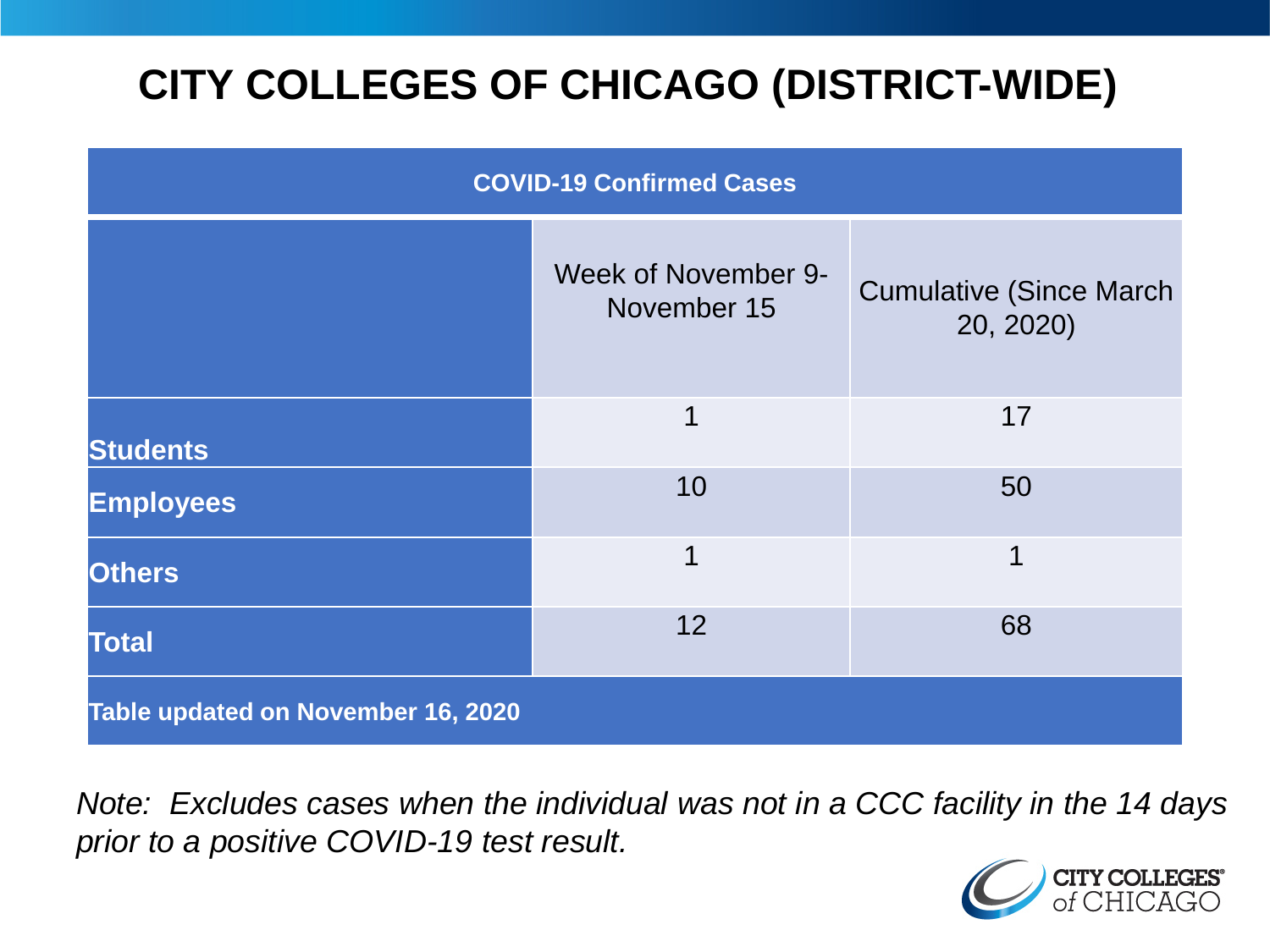# CITY COLLEGES OF CHICAGO (DISTRICT-WIDE)

| COVID-19 Confirmed Cases | | |
|---|---|---|
| | Week of November 9-November 15 | Cumulative (Since March 20, 2020) |
| **Students** | 1 | 17 |
| **Employees** | 10 | 50 |
| **Others** | 1 | 1 |
| **Total** | 12 | 68 |
| **Table updated on November 16, 2020** | | |

*Note: Excludes cases when the individual was not in a CCC facility in the 14 days prior to a positive COVID-19 test result.*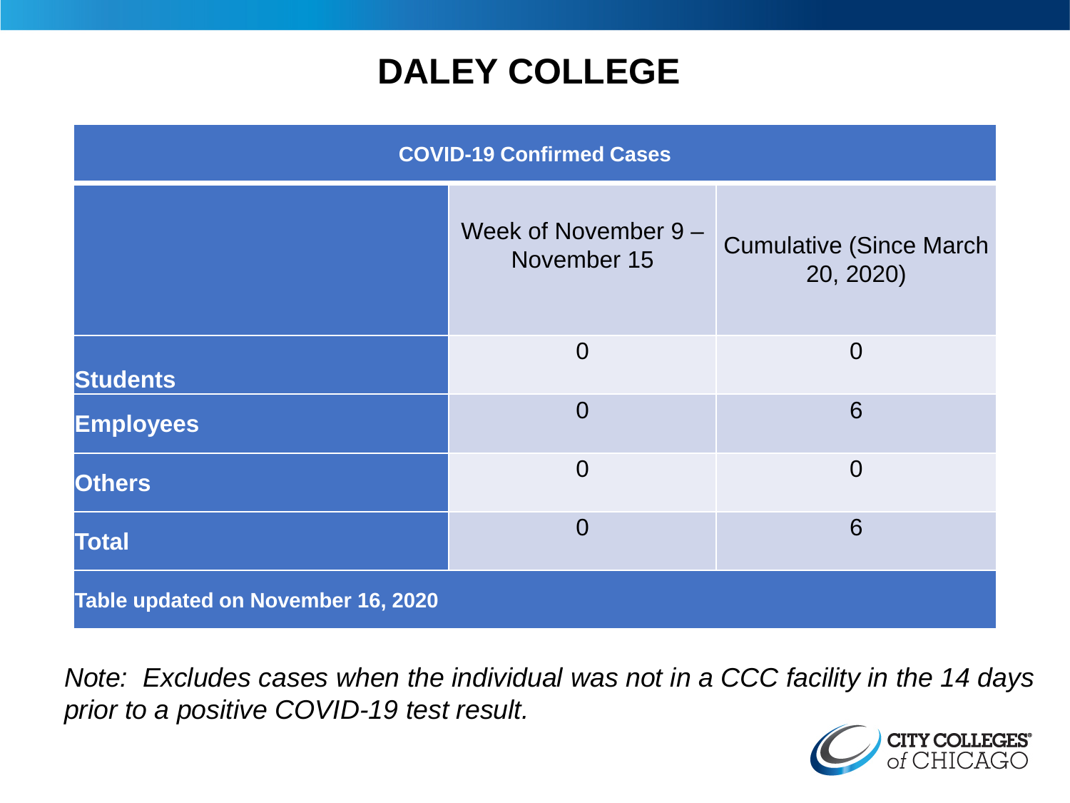# DALEY COLLEGE

| COVID-19 Confirmed Cases | | |
|---|---|---|
| | Week of November 9 – November 15 | Cumulative (Since March 20, 2020) |
| **Students** | 0 | 0 |
| **Employees** | 0 | 6 |
| **Others** | 0 | 0 |
| **Total** | 0 | 6 |
| **Table updated on November 16, 2020** | | |

*Note: Excludes cases when the individual was not in a CCC facility in the 14 days prior to a positive COVID-19 test result.*

CITY COLLEGES of CHICAGO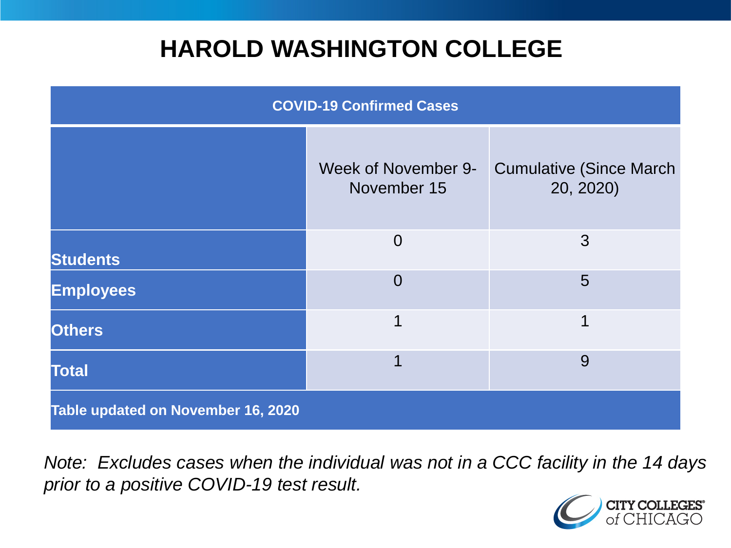# HAROLD WASHINGTON COLLEGE

| COVID-19 Confirmed Cases | | |
|---|---|---|
| | Week of November 9-November 15 | Cumulative (Since March 20, 2020) |
| **Students** | 0 | 3 |
| **Employees** | 0 | 5 |
| **Others** | 1 | 1 |
| **Total** | 1 | 9 |
| **Table updated on November 16, 2020** | | |

*Note: Excludes cases when the individual was not in a CCC facility in the 14 days prior to a positive COVID-19 test result.*

CITY COLLEGES of CHICAGO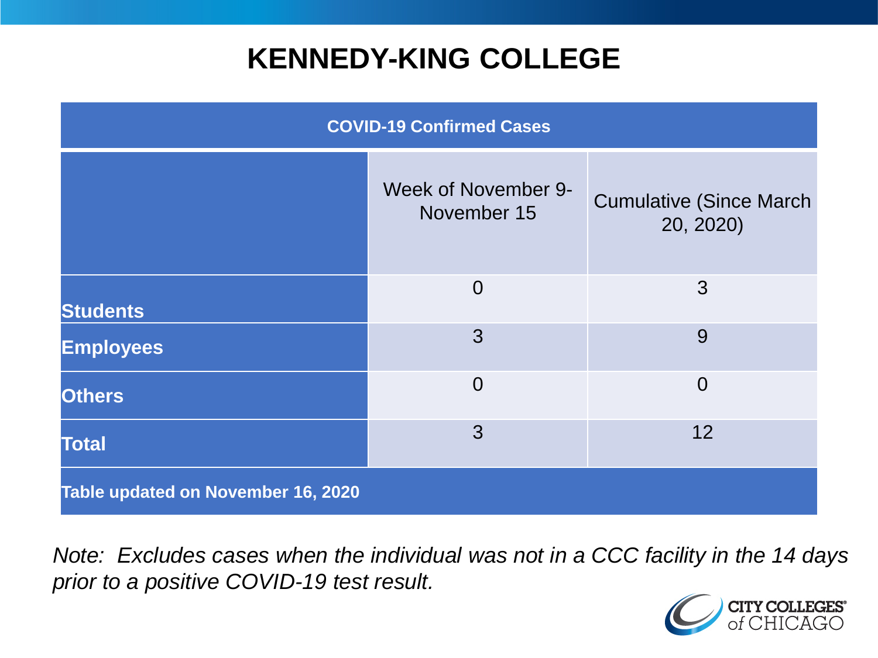# KENNEDY-KING COLLEGE

| COVID-19 Confirmed Cases | | |
|---|---|---|
| | Week of November 9-November 15 | Cumulative (Since March 20, 2020) |
| **Students** | 0 | 3 |
| **Employees** | 3 | 9 |
| **Others** | 0 | 0 |
| **Total** | 3 | 12 |
| **Table updated on November 16, 2020** | | |

*Note: Excludes cases when the individual was not in a CCC facility in the 14 days prior to a positive COVID-19 test result.*

CITY COLLEGES of CHICAGO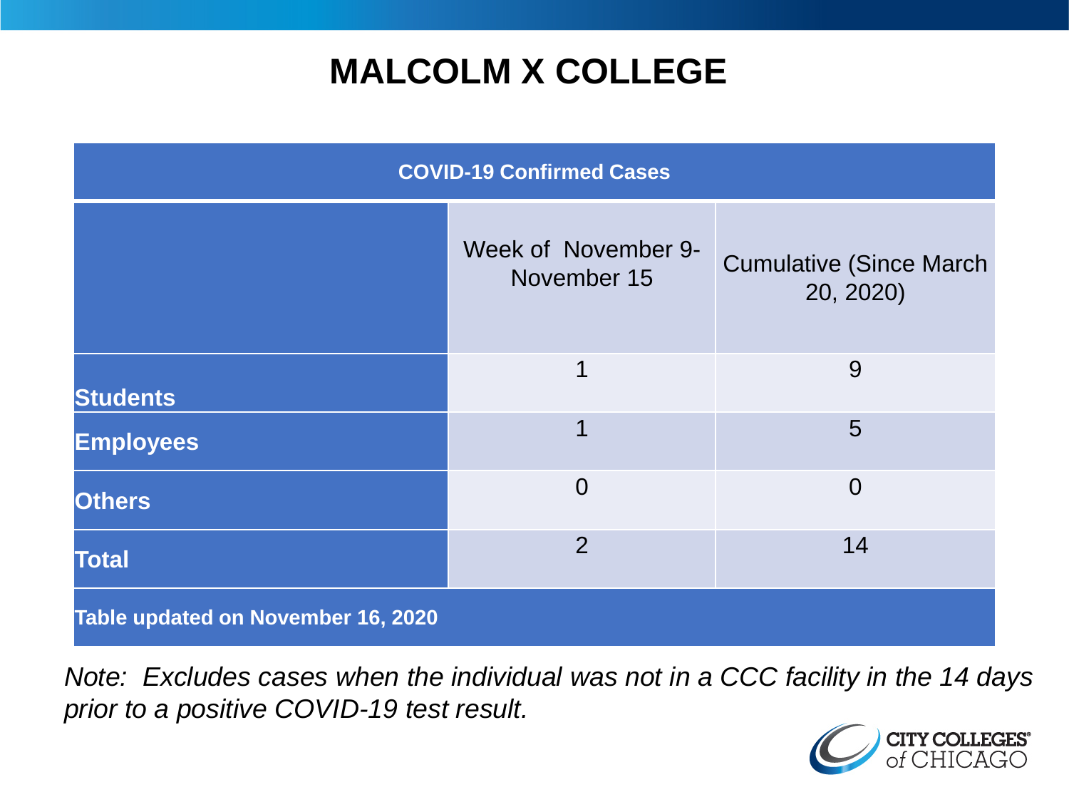# MALCOLM X COLLEGE

| COVID-19 Confirmed Cases | | |
|---|---|---|
| | Week of November 9-November 15 | Cumulative (Since March 20, 2020) |
| **Students** | 1 | 9 |
| **Employees** | 1 | 5 |
| **Others** | 0 | 0 |
| **Total** | 2 | 14 |
| **Table updated on November 16, 2020** | | |

*Note: Excludes cases when the individual was not in a CCC facility in the 14 days prior to a positive COVID-19 test result.*

CITY COLLEGES of CHICAGO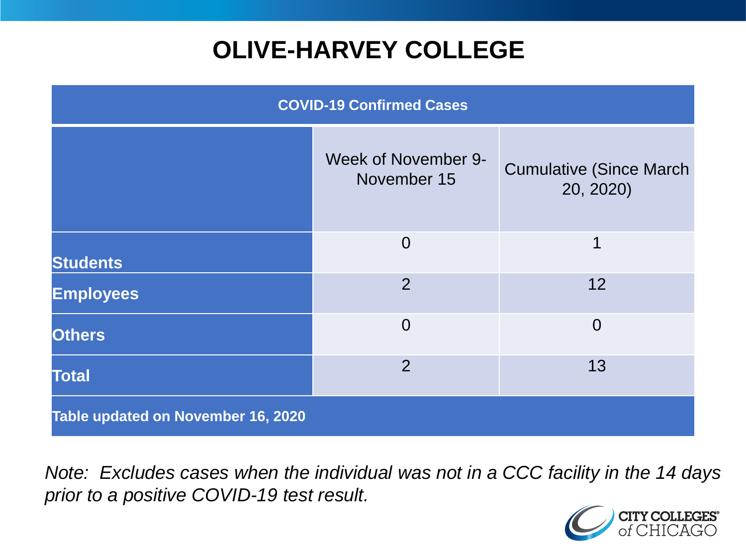# OLIVE-HARVEY COLLEGE

| COVID-19 Confirmed Cases | | |
|---|---|---|
| | Week of November 9-November 15 | Cumulative (Since March 20, 2020) |
| **Students** | 0 | 1 |
| **Employees** | 2 | 12 |
| **Others** | 0 | 0 |
| **Total** | 2 | 13 |
| **Table updated on November 16, 2020** | | |

*Note: Excludes cases when the individual was not in a CCC facility in the 14 days prior to a positive COVID-19 test result.*

CITY COLLEGES of CHICAGO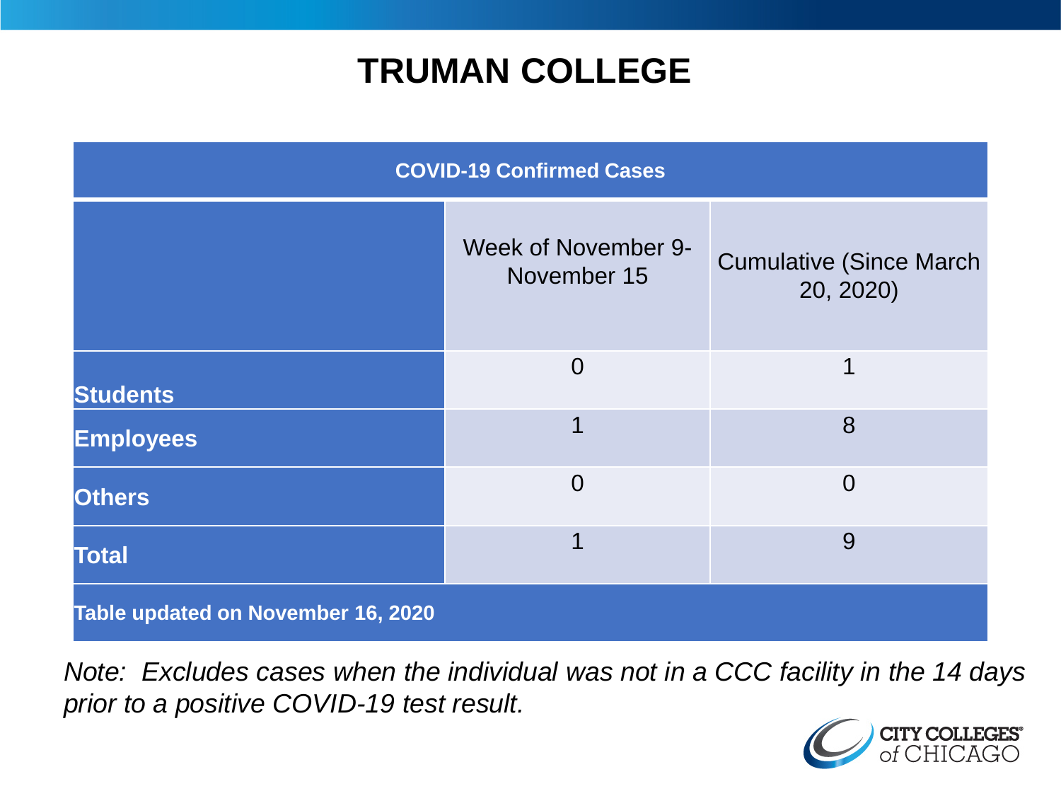# TRUMAN COLLEGE

| COVID-19 Confirmed Cases | | |
|---|---|---|
| | Week of November 9-November 15 | Cumulative (Since March 20, 2020) |
| **Students** | 0 | 1 |
| **Employees** | 1 | 8 |
| **Others** | 0 | 0 |
| **Total** | 1 | 9 |
| **Table updated on November 16, 2020** | | |

*Note: Excludes cases when the individual was not in a CCC facility in the 14 days prior to a positive COVID-19 test result.*

CITY COLLEGES of CHICAGO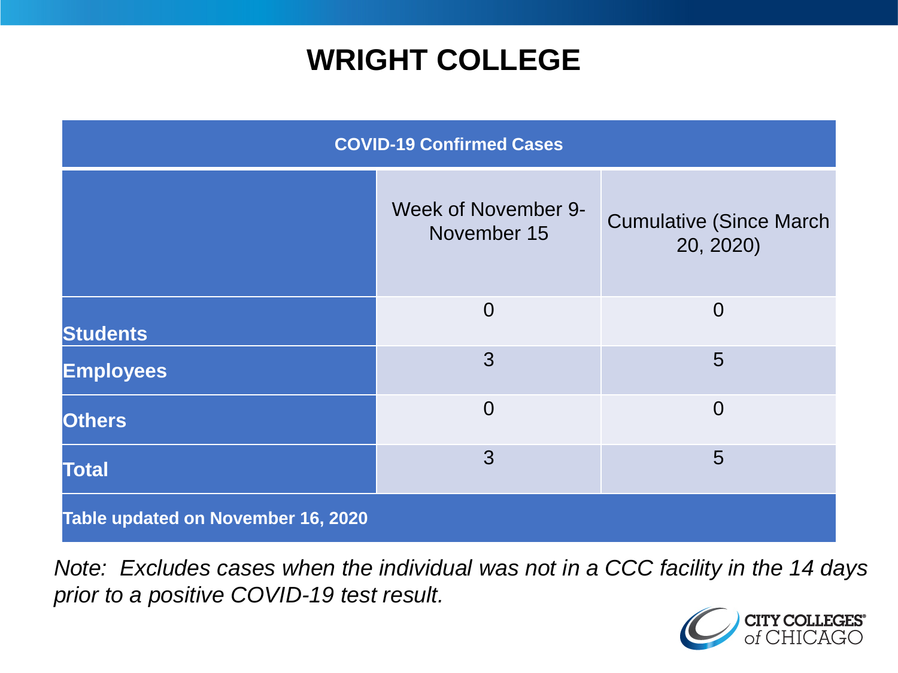# WRIGHT COLLEGE

| COVID-19 Confirmed Cases | | |
|---|---|---|
| | Week of November 9-November 15 | Cumulative (Since March 20, 2020) |
| **Students** | 0 | 0 |
| **Employees** | 3 | 5 |
| **Others** | 0 | 0 |
| **Total** | 3 | 5 |
| **Table updated on November 16, 2020** | | |

*Note: Excludes cases when the individual was not in a CCC facility in the 14 days prior to a positive COVID-19 test result.*

CITY COLLEGES of CHICAGO